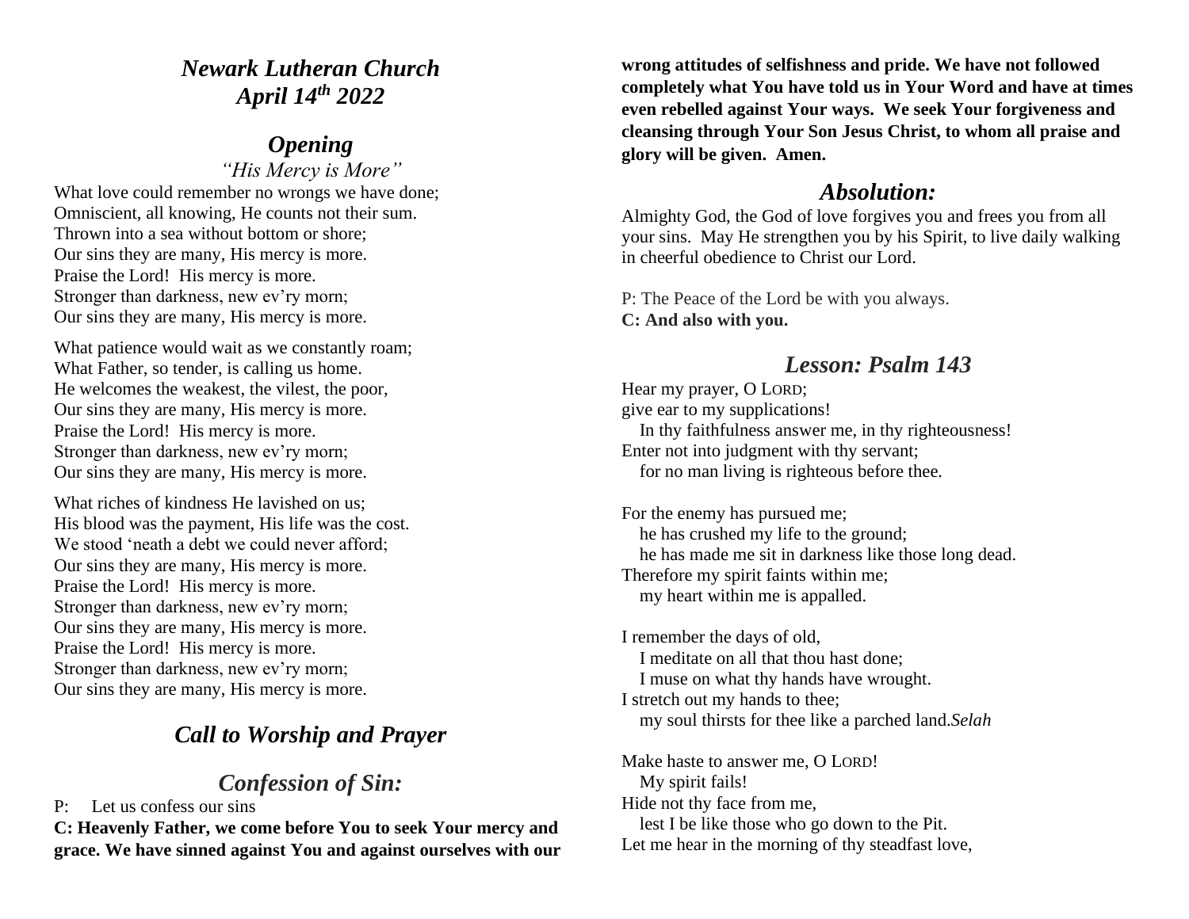# *Newark Lutheran Church*
## *April 14th 2022*

## *Opening*

*"His Mercy is More"*

What love could remember no wrongs we have done;
Omniscient, all knowing, He counts not their sum.
Thrown into a sea without bottom or shore;
Our sins they are many, His mercy is more.
Praise the Lord! His mercy is more.
Stronger than darkness, new ev'ry morn;
Our sins they are many, His mercy is more.

What patience would wait as we constantly roam;
What Father, so tender, is calling us home.
He welcomes the weakest, the vilest, the poor,
Our sins they are many, His mercy is more.
Praise the Lord! His mercy is more.
Stronger than darkness, new ev'ry morn;
Our sins they are many, His mercy is more.

What riches of kindness He lavished on us;
His blood was the payment, His life was the cost.
We stood 'neath a debt we could never afford;
Our sins they are many, His mercy is more.
Praise the Lord! His mercy is more.
Stronger than darkness, new ev'ry morn;
Our sins they are many, His mercy is more.
Praise the Lord! His mercy is more.
Stronger than darkness, new ev'ry morn;
Our sins they are many, His mercy is more.

## *Call to Worship and Prayer*

## *Confession of Sin:*

P: Let us confess our sins

**C: Heavenly Father, we come before You to seek Your mercy and grace. We have sinned against You and against ourselves with our wrong attitudes of selfishness and pride. We have not followed completely what You have told us in Your Word and have at times even rebelled against Your ways. We seek Your forgiveness and cleansing through Your Son Jesus Christ, to whom all praise and glory will be given. Amen.**

## *Absolution:*

Almighty God, the God of love forgives you and frees you from all your sins. May He strengthen you by his Spirit, to live daily walking in cheerful obedience to Christ our Lord.

P: The Peace of the Lord be with you always.
**C: And also with you.**

## *Lesson: Psalm 143*

Hear my prayer, O LORD;
give ear to my supplications!
In thy faithfulness answer me, in thy righteousness!
Enter not into judgment with thy servant;
for no man living is righteous before thee.

For the enemy has pursued me;
he has crushed my life to the ground;
he has made me sit in darkness like those long dead.
Therefore my spirit faints within me;
my heart within me is appalled.

I remember the days of old,
I meditate on all that thou hast done;
I muse on what thy hands have wrought.
I stretch out my hands to thee;
my soul thirsts for thee like a parched land.*Selah*

Make haste to answer me, O LORD!
My spirit fails!
Hide not thy face from me,
lest I be like those who go down to the Pit.
Let me hear in the morning of thy steadfast love,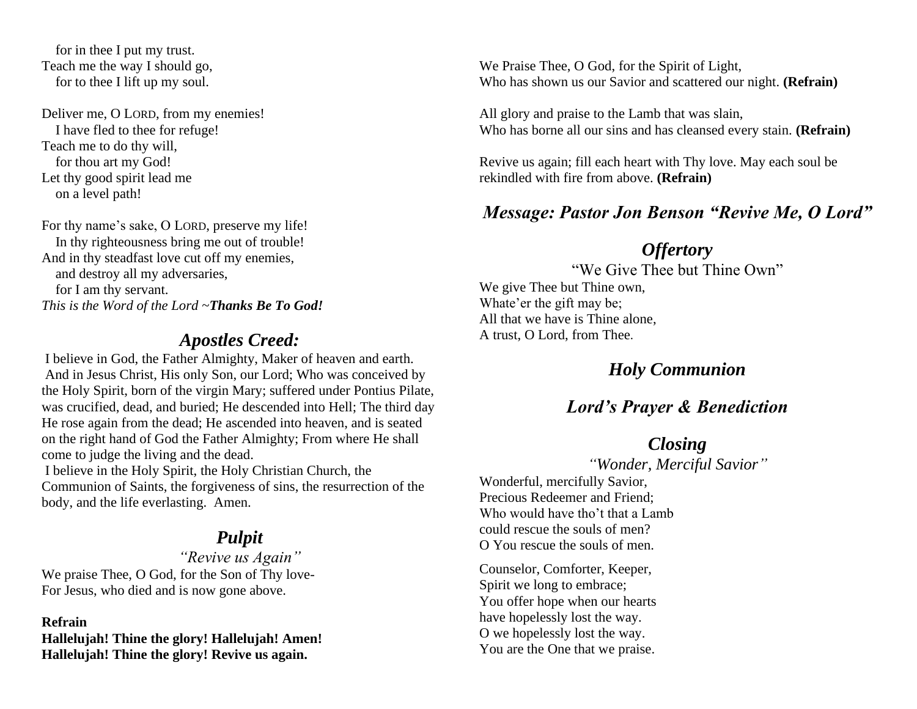for in thee I put my trust.
Teach me the way I should go,
for to thee I lift up my soul.

Deliver me, O LORD, from my enemies!
I have fled to thee for refuge!
Teach me to do thy will,
for thou art my God!
Let thy good spirit lead me
on a level path!

For thy name's sake, O LORD, preserve my life!
In thy righteousness bring me out of trouble!
And in thy steadfast love cut off my enemies,
and destroy all my adversaries,
for I am thy servant.
*This is the Word of the Lord ~**Thanks Be To God!***

## *Apostles Creed:*

I believe in God, the Father Almighty, Maker of heaven and earth. And in Jesus Christ, His only Son, our Lord; Who was conceived by the Holy Spirit, born of the virgin Mary; suffered under Pontius Pilate, was crucified, dead, and buried; He descended into Hell; The third day He rose again from the dead; He ascended into heaven, and is seated on the right hand of God the Father Almighty; From where He shall come to judge the living and the dead.
I believe in the Holy Spirit, the Holy Christian Church, the Communion of Saints, the forgiveness of sins, the resurrection of the body, and the life everlasting. Amen.

## *Pulpit*

*"Revive us Again"*

We praise Thee, O God, for the Son of Thy love-
For Jesus, who died and is now gone above.

**Refrain**
**Hallelujah! Thine the glory! Hallelujah! Amen!**
**Hallelujah! Thine the glory! Revive us again.**

We Praise Thee, O God, for the Spirit of Light,
Who has shown us our Savior and scattered our night. **(Refrain)**

All glory and praise to the Lamb that was slain,
Who has borne all our sins and has cleansed every stain. **(Refrain)**

Revive us again; fill each heart with Thy love. May each soul be rekindled with fire from above. **(Refrain)**

## *Message: Pastor Jon Benson "Revive Me, O Lord"*

## *Offertory*

"We Give Thee but Thine Own"

We give Thee but Thine own,
Whate'er the gift may be;
All that we have is Thine alone,
A trust, O Lord, from Thee.

## *Holy Communion*

## *Lord's Prayer & Benediction*

## *Closing*

*"Wonder, Merciful Savior"*

Wonderful, mercifully Savior,
Precious Redeemer and Friend;
Who would have tho't that a Lamb
could rescue the souls of men?
O You rescue the souls of men.

Counselor, Comforter, Keeper,
Spirit we long to embrace;
You offer hope when our hearts
have hopelessly lost the way.
O we hopelessly lost the way.
You are the One that we praise.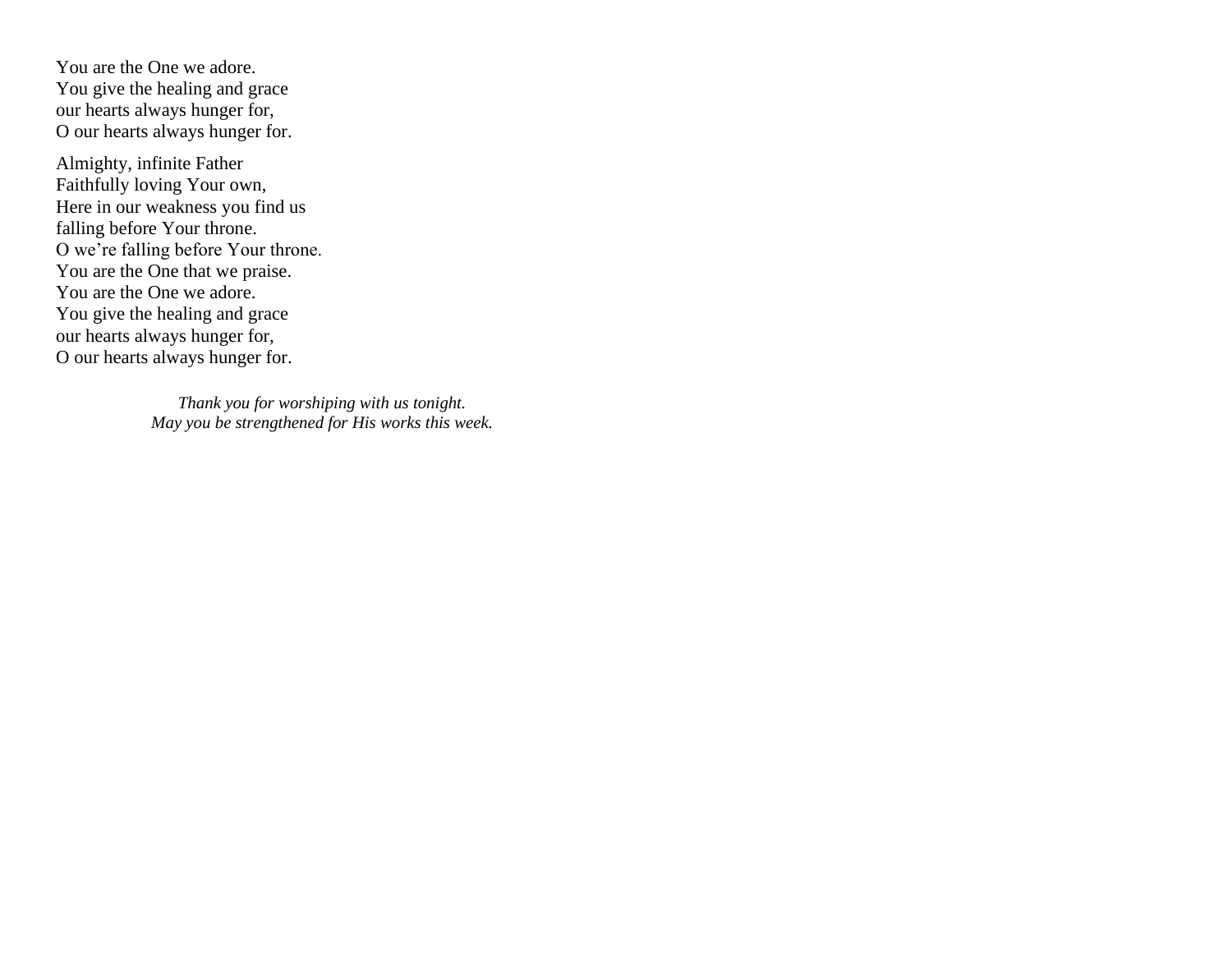You are the One we adore.
You give the healing and grace
our hearts always hunger for,
O our hearts always hunger for.

Almighty, infinite Father
Faithfully loving Your own,
Here in our weakness you find us
falling before Your throne.
O we're falling before Your throne.
You are the One that we praise.
You are the One we adore.
You give the healing and grace
our hearts always hunger for,
O our hearts always hunger for.

*Thank you for worshiping with us tonight.*
*May you be strengthened for His works this week.*